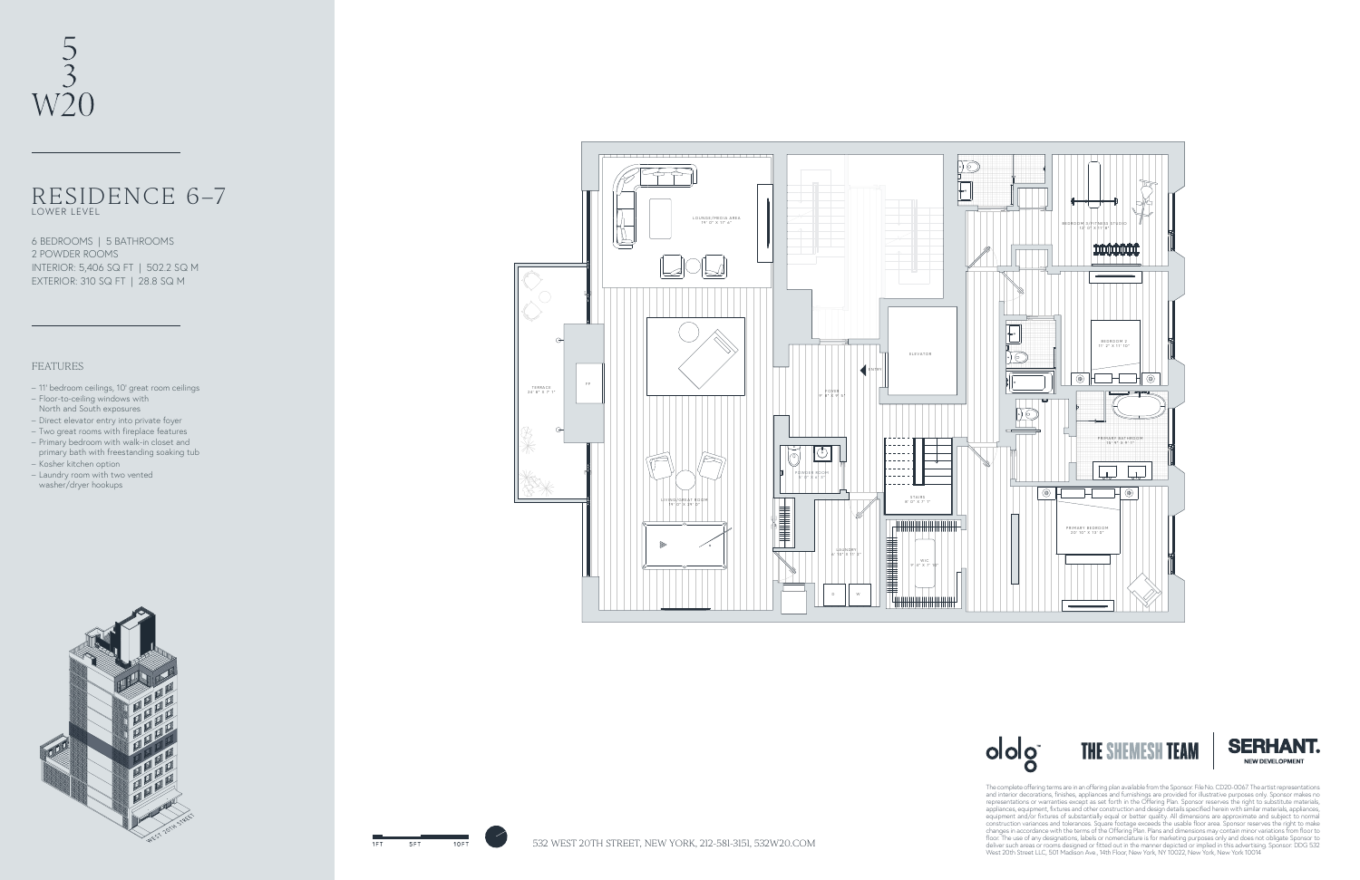# 5 3 W20

## RESIDENCE 6–7

LOWER LEVEL

6 BEDROOMS | 5 BATHROOMS
2 POWDER ROOMS
INTERIOR: 5,406 SQ FT | 502.2 SQ M
EXTERIOR: 310 SQ FT | 28.8 SQ M

### FEATURES

- 11' bedroom ceilings, 10' great room ceilings
- Floor-to-ceiling windows with North and South exposures
- Direct elevator entry into private foyer
- Two great rooms with fireplace features
- Primary bedroom with walk-in closet and primary bath with freestanding soaking tub
- Kosher kitchen option
- Laundry room with two vented washer/dryer hookups

LOUNGE/MEDIA AREA
TERRACE
LIVING/GREAT ROOM
FOYER
ELEVATOR
ENTRY
POWDER ROOM
LAUNDRY
STAIRS
WIC
BEDROOM 3/FITNESS STUDIO
BEDROOM 2
PRIMARY BATHROOM
PRIMARY BEDROOM

1FT 5FT 10FT

532 WEST 20TH STREET, NEW YORK, 212-581-3151, 532W20.COM

THE SHEMESH TEAM

SERHANT. NEW DEVELOPMENT

The complete offering terms are in an offering plan available from the Sponsor. File No. CD20-0067. The artist representations and interior decorations, finishes, appliances and furnishings are provided for illustrative purposes only. Sponsor makes no representations or warranties except as set forth in the Offering Plan. Sponsor reserves the right to substitute materials, appliances, equipment, fixtures and other construction and design details specified herein with similar materials, appliances, equipment and/or fixtures of substantially equal or better quality. All dimensions are approximate and subject to normal construction variances and tolerances. Square footage exceeds the usable floor area. Sponsor reserves the right to make changes in accordance with the terms of the Offering Plan. Plans and dimensions may contain minor variations from floor to floor. The use of any designations, labels or nomenclature is for marketing purposes only and does not obligate Sponsor to deliver such areas or rooms designed or fitted out in the manner depicted or implied in this advertising. Sponsor: DDG 532 West 20th Street LLC, 501 Madison Ave., 14th Floor, New York, NY 10022, New York, New York 10014.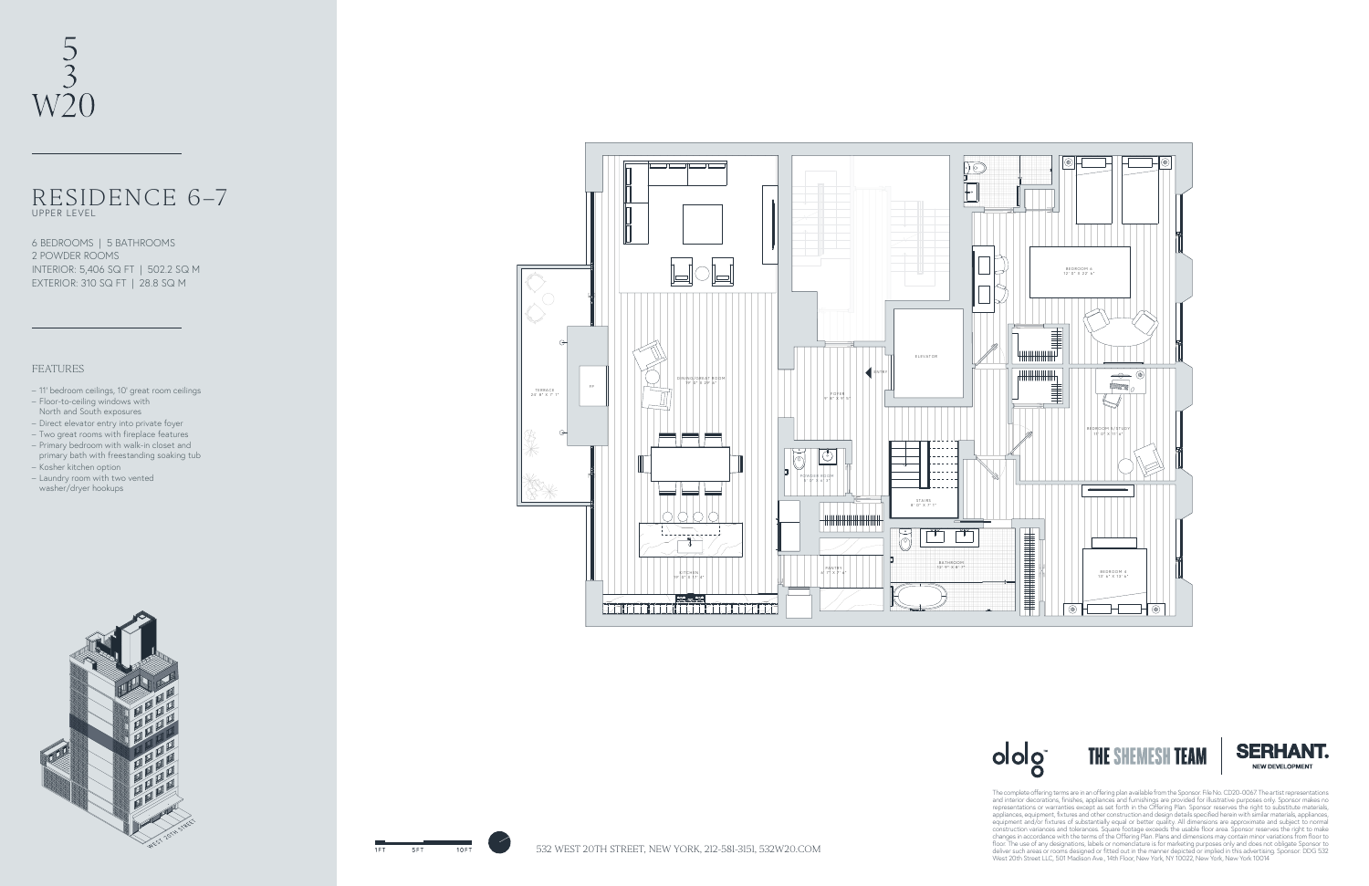5
3
W20

# RESIDENCE 6–7
UPPER LEVEL

6 BEDROOMS | 5 BATHROOMS
2 POWDER ROOMS
INTERIOR: 5,406 SQ FT | 502.2 SQ M
EXTERIOR: 310 SQ FT | 28.8 SQ M

## FEATURES

- 11' bedroom ceilings, 10' great room ceilings
- Floor-to-ceiling windows with North and South exposures
- Direct elevator entry into private foyer
- Two great rooms with fireplace features
- Primary bedroom with walk-in closet and primary bath with freestanding soaking tub
- Kosher kitchen option
- Laundry room with two vented washer/dryer hookups

TERRACE
20' 8" X 7' 1"

FP

DINING/GREAT ROOM
19' 2" X 29' 6"

KITCHEN
19' 2" X 17' 4"

POWDER ROOM
5' 0" X 5' 3"

FOYER
9' 8" X 9' 6"

ENTRY

ELEVATOR

STAIRS
8' 0" X 7' 1"

PANTRY
6' 7" X 7' 4"

BATHROOM
10' 9" X 8' 7"

BEDROOM 6
12' 5" X 22' 6"

BEDROOM 5/STUDY
11' 0" X 11' 4"

BEDROOM 4
13' 6" X 13' 6"

1 FT 5 FT 10 FT

532 WEST 20TH STREET, NEW YORK, 212-581-3151, 532W20.COM

WEST 20TH STREET

ddg

THE SHEMESH TEAM

SERHANT.
NEW DEVELOPMENT

The complete offering terms are in an offering plan available from the Sponsor. File No. CD20-0067. The artist representations and interior decorations, finishes, appliances and furnishings are provided for illustrative purposes only. Sponsor makes no representations or warranties except as set forth in the Offering Plan. Sponsor reserves the right to substitute materials, appliances, equipment, fixtures and other construction and design details specified herein with similar materials, appliances, equipment and/or fixtures of substantially equal or better quality. All dimensions are approximate and subject to normal construction variances and tolerances. Square footage exceeds the usable floor area. Sponsor reserves the right to make changes in accordance with the terms of the Offering Plan. Plans and dimensions may contain minor variations from floor to floor. The use of any designations, labels or nomenclature is for marketing purposes only and does not obligate Sponsor to deliver such areas or rooms designed or fitted out in the manner depicted or implied in this advertising. Sponsor: DDG 532 West 20th Street LLC, 501 Madison Ave., 14th Floor, New York, NY 10022, New York, New York 10014.